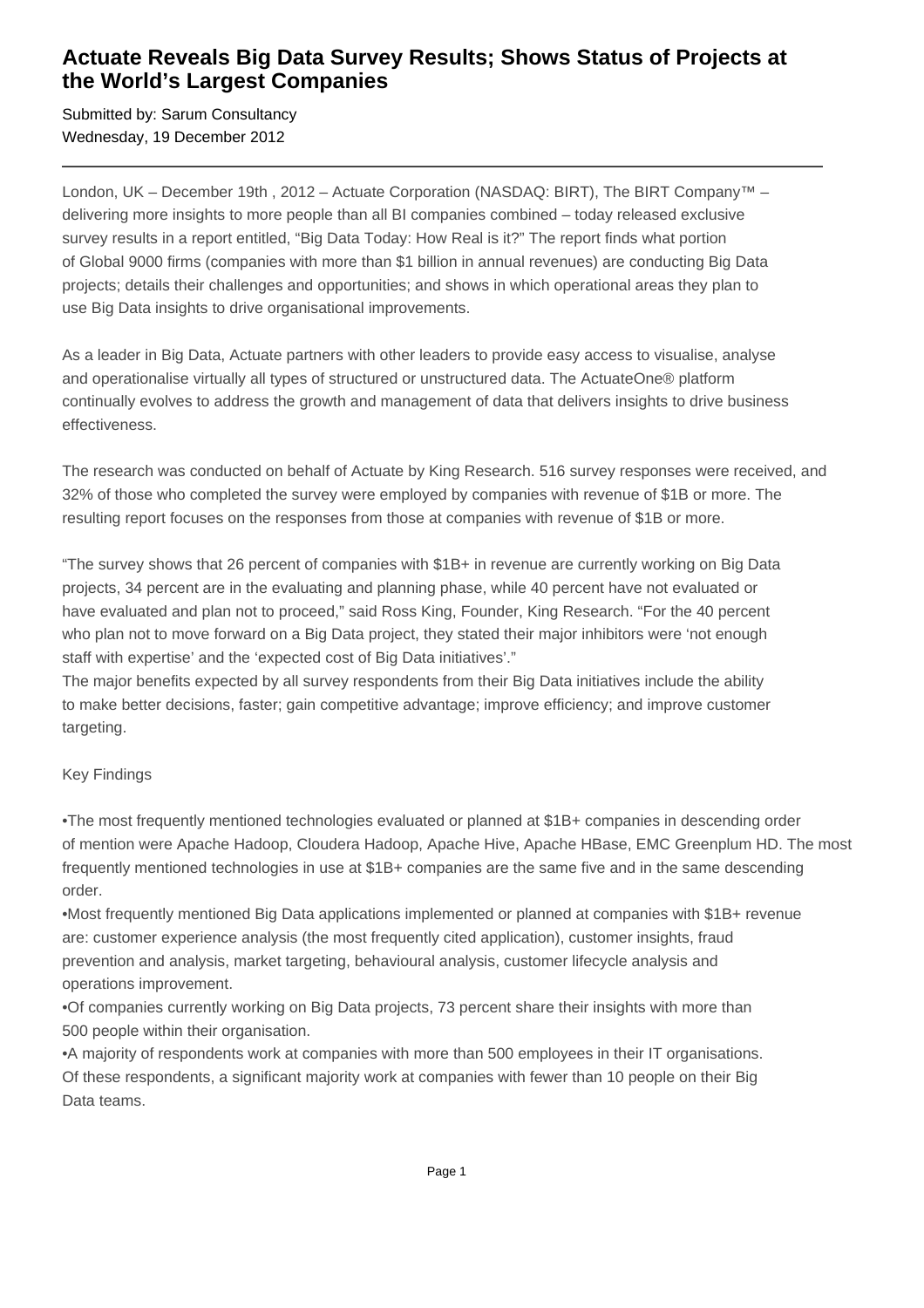# Actuate Reveals Big Data Survey Results; Shows Status of Projects at the World's Largest Companies

Submitted by: Sarum Consultancy
Wednesday, 19 December 2012

---

London, UK – December 19th , 2012 – Actuate Corporation (NASDAQ: BIRT), The BIRT Company™ – delivering more insights to more people than all BI companies combined – today released exclusive survey results in a report entitled, "Big Data Today: How Real is it?" The report finds what portion of Global 9000 firms (companies with more than $1 billion in annual revenues) are conducting Big Data projects; details their challenges and opportunities; and shows in which operational areas they plan to use Big Data insights to drive organisational improvements.

As a leader in Big Data, Actuate partners with other leaders to provide easy access to visualise, analyse and operationalise virtually all types of structured or unstructured data. The ActuateOne® platform continually evolves to address the growth and management of data that delivers insights to drive business effectiveness.

The research was conducted on behalf of Actuate by King Research. 516 survey responses were received, and 32% of those who completed the survey were employed by companies with revenue of $1B or more. The resulting report focuses on the responses from those at companies with revenue of $1B or more.

"The survey shows that 26 percent of companies with $1B+ in revenue are currently working on Big Data projects, 34 percent are in the evaluating and planning phase, while 40 percent have not evaluated or have evaluated and plan not to proceed," said Ross King, Founder, King Research. "For the 40 percent who plan not to move forward on a Big Data project, they stated their major inhibitors were 'not enough staff with expertise' and the 'expected cost of Big Data initiatives'."
The major benefits expected by all survey respondents from their Big Data initiatives include the ability to make better decisions, faster; gain competitive advantage; improve efficiency; and improve customer targeting.

Key Findings

•The most frequently mentioned technologies evaluated or planned at $1B+ companies in descending order of mention were Apache Hadoop, Cloudera Hadoop, Apache Hive, Apache HBase, EMC Greenplum HD. The most frequently mentioned technologies in use at $1B+ companies are the same five and in the same descending order.
•Most frequently mentioned Big Data applications implemented or planned at companies with $1B+ revenue are: customer experience analysis (the most frequently cited application), customer insights, fraud prevention and analysis, market targeting, behavioural analysis, customer lifecycle analysis and operations improvement.
•Of companies currently working on Big Data projects, 73 percent share their insights with more than 500 people within their organisation.
•A majority of respondents work at companies with more than 500 employees in their IT organisations. Of these respondents, a significant majority work at companies with fewer than 10 people on their Big Data teams.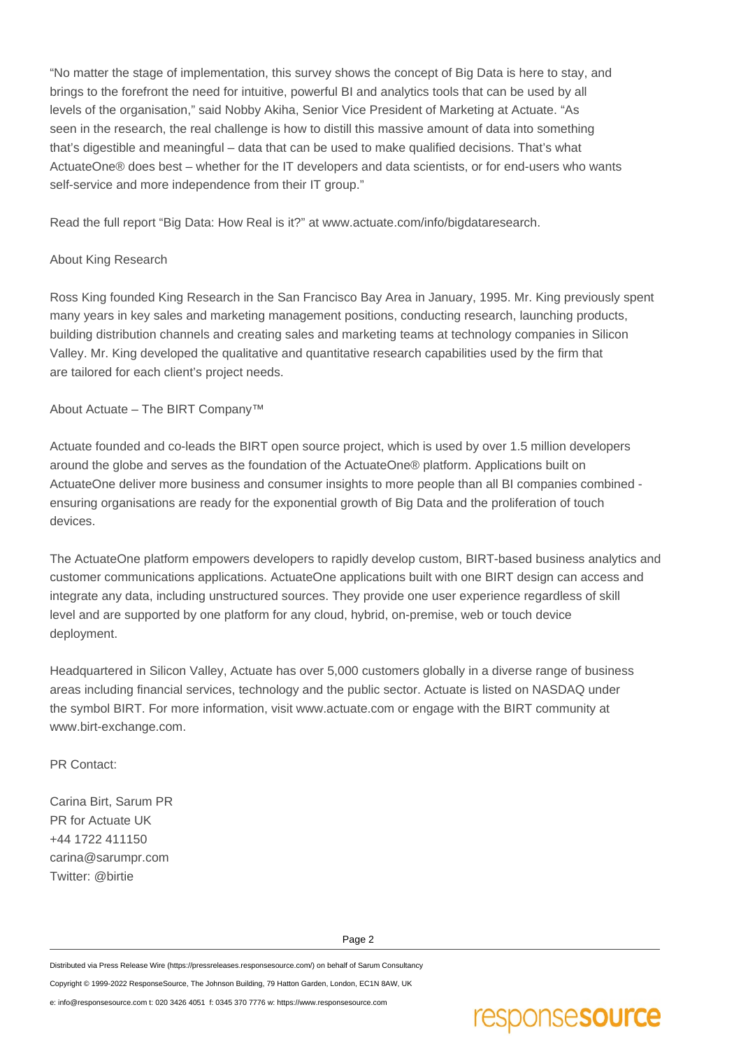"No matter the stage of implementation, this survey shows the concept of Big Data is here to stay, and brings to the forefront the need for intuitive, powerful BI and analytics tools that can be used by all levels of the organisation," said Nobby Akiha, Senior Vice President of Marketing at Actuate. "As seen in the research, the real challenge is how to distill this massive amount of data into something that's digestible and meaningful – data that can be used to make qualified decisions. That's what ActuateOne® does best – whether for the IT developers and data scientists, or for end-users who wants self-service and more independence from their IT group."

Read the full report "Big Data: How Real is it?" at www.actuate.com/info/bigdataresearch.

About King Research

Ross King founded King Research in the San Francisco Bay Area in January, 1995. Mr. King previously spent many years in key sales and marketing management positions, conducting research, launching products, building distribution channels and creating sales and marketing teams at technology companies in Silicon Valley. Mr. King developed the qualitative and quantitative research capabilities used by the firm that are tailored for each client's project needs.

About Actuate – The BIRT Company™

Actuate founded and co-leads the BIRT open source project, which is used by over 1.5 million developers around the globe and serves as the foundation of the ActuateOne® platform. Applications built on ActuateOne deliver more business and consumer insights to more people than all BI companies combined - ensuring organisations are ready for the exponential growth of Big Data and the proliferation of touch devices.

The ActuateOne platform empowers developers to rapidly develop custom, BIRT-based business analytics and customer communications applications. ActuateOne applications built with one BIRT design can access and integrate any data, including unstructured sources. They provide one user experience regardless of skill level and are supported by one platform for any cloud, hybrid, on-premise, web or touch device deployment.

Headquartered in Silicon Valley, Actuate has over 5,000 customers globally in a diverse range of business areas including financial services, technology and the public sector. Actuate is listed on NASDAQ under the symbol BIRT. For more information, visit www.actuate.com or engage with the BIRT community at www.birt-exchange.com.

PR Contact:

Carina Birt, Sarum PR
PR for Actuate UK
+44 1722 411150
carina@sarumpr.com
Twitter: @birtie

Distributed via Press Release Wire (https://pressreleases.responsesource.com/) on behalf of Sarum Consultancy

Copyright © 1999-2022 ResponseSource, The Johnson Building, 79 Hatton Garden, London, EC1N 8AW, UK

e: info@responsesource.com t: 020 3426 4051 f: 0345 370 7776 w: https://www.responsesource.com